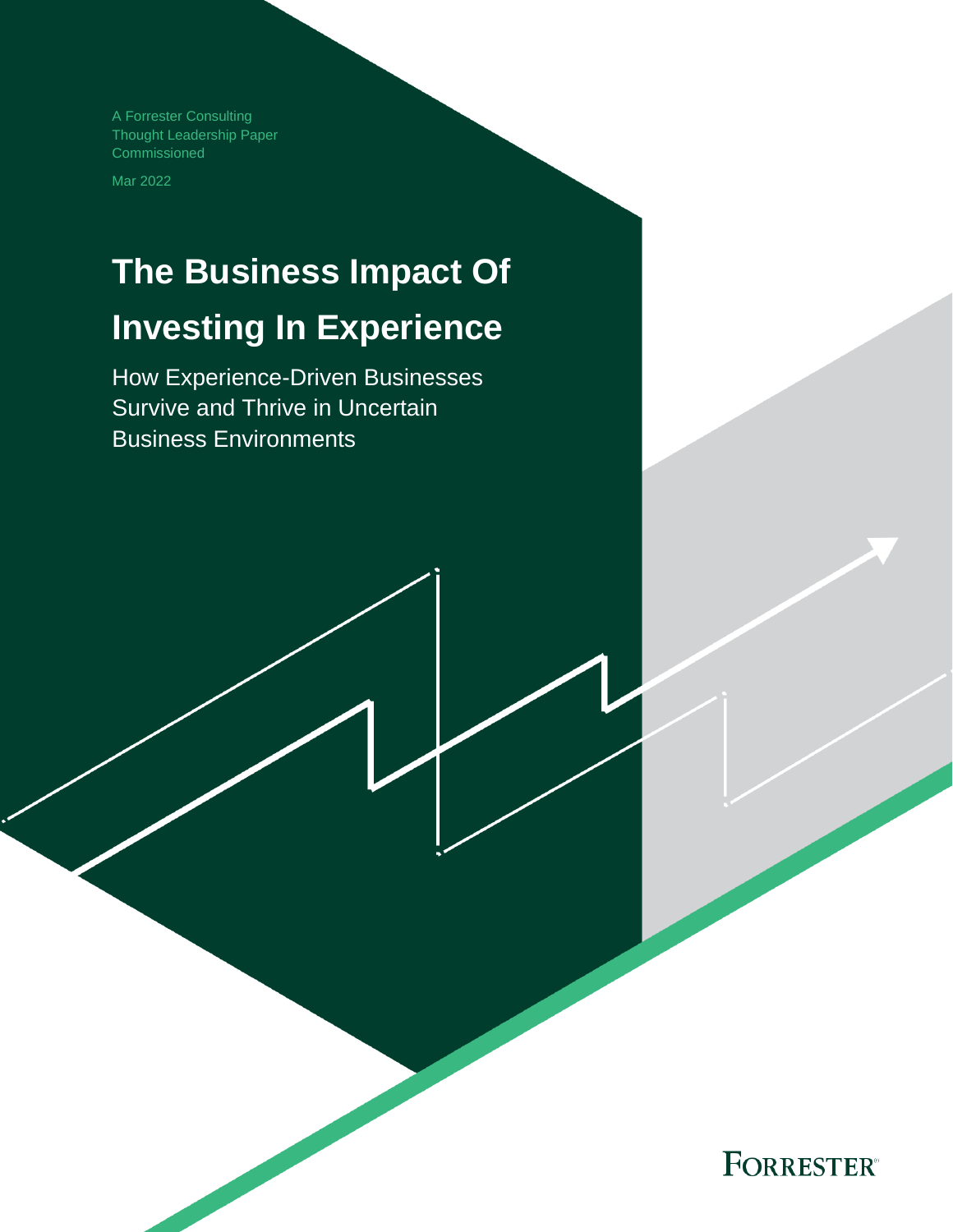A Forrester Consulting
Thought Leadership Paper
Commissioned

Mar 2022

# The Business Impact Of Investing In Experience

## How Experience-Driven Businesses Survive and Thrive in Uncertain Business Environments

FORRESTER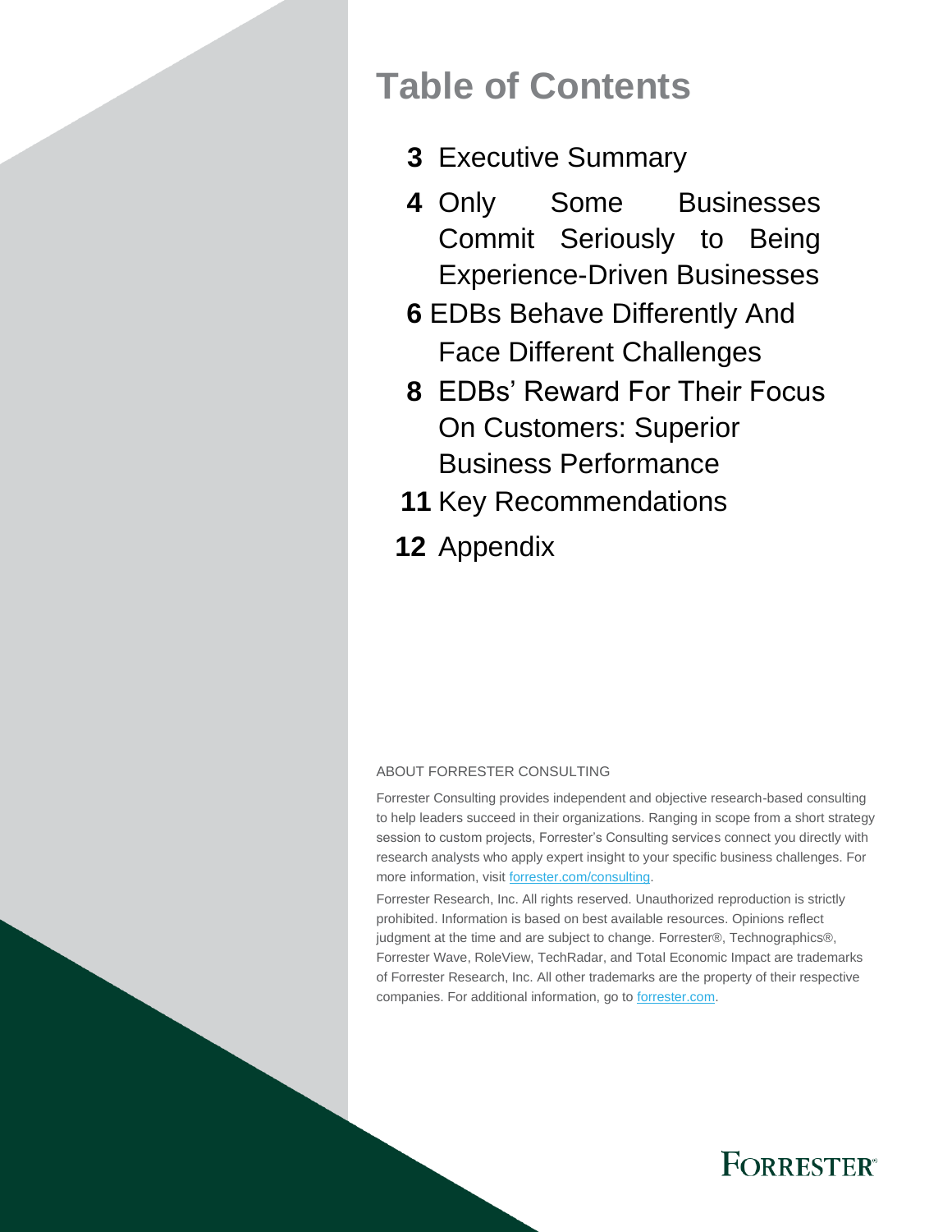# Table of Contents

- **3** Executive Summary
- **4** Only Some Businesses Commit Seriously to Being Experience-Driven Businesses
- **6** EDBs Behave Differently And Face Different Challenges
- **8** EDBs' Reward For Their Focus On Customers: Superior Business Performance
- **11** Key Recommendations
- **12** Appendix

ABOUT FORRESTER CONSULTING

Forrester Consulting provides independent and objective research-based consulting to help leaders succeed in their organizations. Ranging in scope from a short strategy session to custom projects, Forrester's Consulting services connect you directly with research analysts who apply expert insight to your specific business challenges. For more information, visit forrester.com/consulting.

Forrester Research, Inc. All rights reserved. Unauthorized reproduction is strictly prohibited. Information is based on best available resources. Opinions reflect judgment at the time and are subject to change. Forrester®, Technographics®, Forrester Wave, RoleView, TechRadar, and Total Economic Impact are trademarks of Forrester Research, Inc. All other trademarks are the property of their respective companies. For additional information, go to forrester.com.

FORRESTER®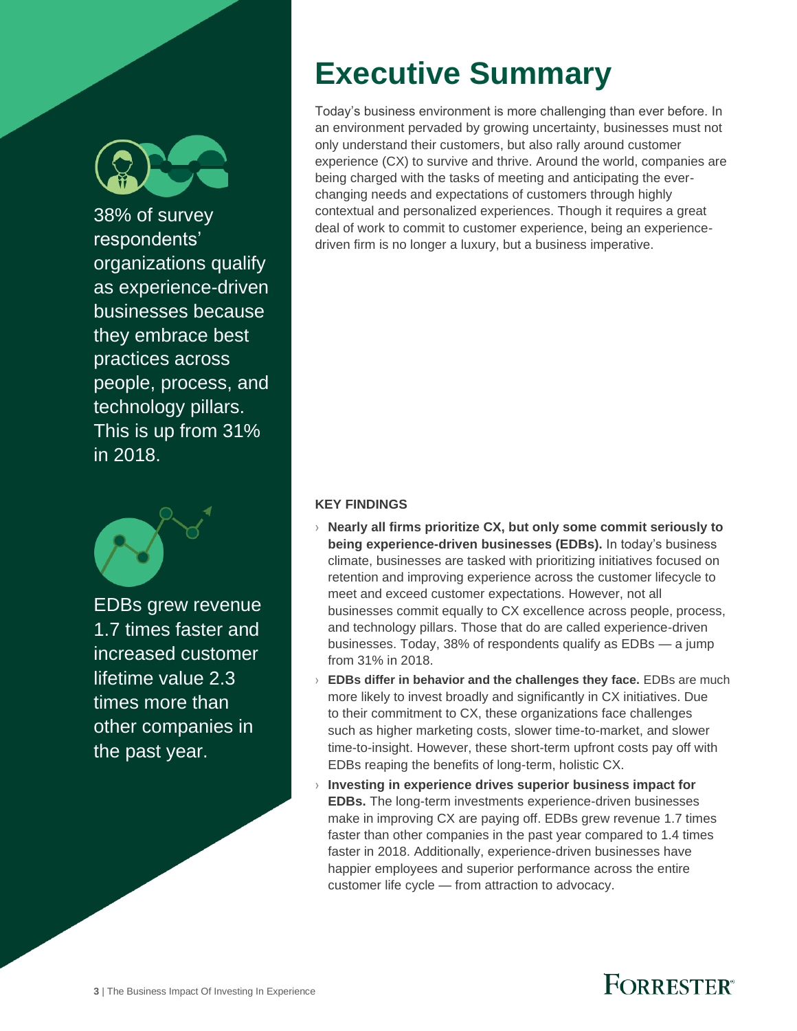38% of survey respondents' organizations qualify as experience-driven businesses because they embrace best practices across people, process, and technology pillars. This is up from 31% in 2018.

EDBs grew revenue 1.7 times faster and increased customer lifetime value 2.3 times more than other companies in the past year.

# Executive Summary

Today's business environment is more challenging than ever before. In an environment pervaded by growing uncertainty, businesses must not only understand their customers, but also rally around customer experience (CX) to survive and thrive. Around the world, companies are being charged with the tasks of meeting and anticipating the ever-changing needs and expectations of customers through highly contextual and personalized experiences. Though it requires a great deal of work to commit to customer experience, being an experience-driven firm is no longer a luxury, but a business imperative.

### KEY FINDINGS

- **Nearly all firms prioritize CX, but only some commit seriously to being experience-driven businesses (EDBs).** In today's business climate, businesses are tasked with prioritizing initiatives focused on retention and improving experience across the customer lifecycle to meet and exceed customer expectations. However, not all businesses commit equally to CX excellence across people, process, and technology pillars. Those that do are called experience-driven businesses. Today, 38% of respondents qualify as EDBs — a jump from 31% in 2018.
- **EDBs differ in behavior and the challenges they face.** EDBs are much more likely to invest broadly and significantly in CX initiatives. Due to their commitment to CX, these organizations face challenges such as higher marketing costs, slower time-to-market, and slower time-to-insight. However, these short-term upfront costs pay off with EDBs reaping the benefits of long-term, holistic CX.
- **Investing in experience drives superior business impact for EDBs.** The long-term investments experience-driven businesses make in improving CX are paying off. EDBs grew revenue 1.7 times faster than other companies in the past year compared to 1.4 times faster in 2018. Additionally, experience-driven businesses have happier employees and superior performance across the entire customer life cycle — from attraction to advocacy.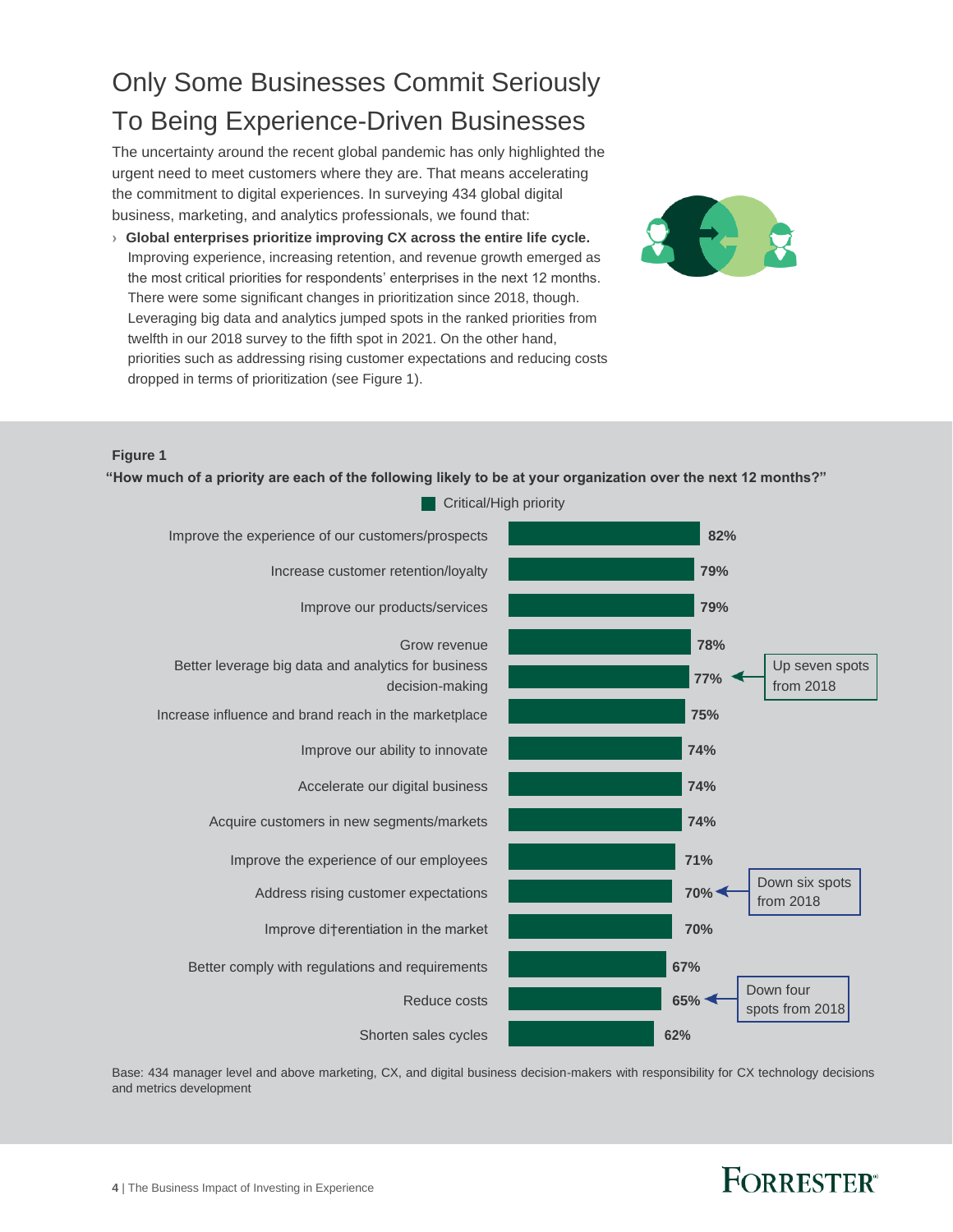# Only Some Businesses Commit Seriously To Being Experience-Driven Businesses

The uncertainty around the recent global pandemic has only highlighted the urgent need to meet customers where they are. That means accelerating the commitment to digital experiences. In surveying 434 global digital business, marketing, and analytics professionals, we found that:

- **Global enterprises prioritize improving CX across the entire life cycle.** Improving experience, increasing retention, and revenue growth emerged as the most critical priorities for respondents' enterprises in the next 12 months. There were some significant changes in prioritization since 2018, though. Leveraging big data and analytics jumped spots in the ranked priorities from twelfth in our 2018 survey to the fifth spot in 2021. On the other hand, priorities such as addressing rising customer expectations and reducing costs dropped in terms of prioritization (see Figure 1).

**Figure 1**

**"How much of a priority are each of the following likely to be at your organization over the next 12 months?"**

| Priority | Critical/High priority | Change from 2018 |
|---|---|---|
| Improve the experience of our customers/prospects | 82% | |
| Increase customer retention/loyalty | 79% | |
| Improve our products/services | 79% | |
| Grow revenue | 78% | |
| Better leverage big data and analytics for business decision-making | 77% | Up seven spots from 2018 |
| Increase influence and brand reach in the marketplace | 75% | |
| Improve our ability to innovate | 74% | |
| Accelerate our digital business | 74% | |
| Acquire customers in new segments/markets | 74% | |
| Improve the experience of our employees | 71% | |
| Address rising customer expectations | 70% | Down six spots from 2018 |
| Improve di†erentiation in the market | 70% | |
| Better comply with regulations and requirements | 67% | |
| Reduce costs | 65% | Down four spots from 2018 |
| Shorten sales cycles | 62% | |

Base: 434 manager level and above marketing, CX, and digital business decision-makers with responsibility for CX technology decisions and metrics development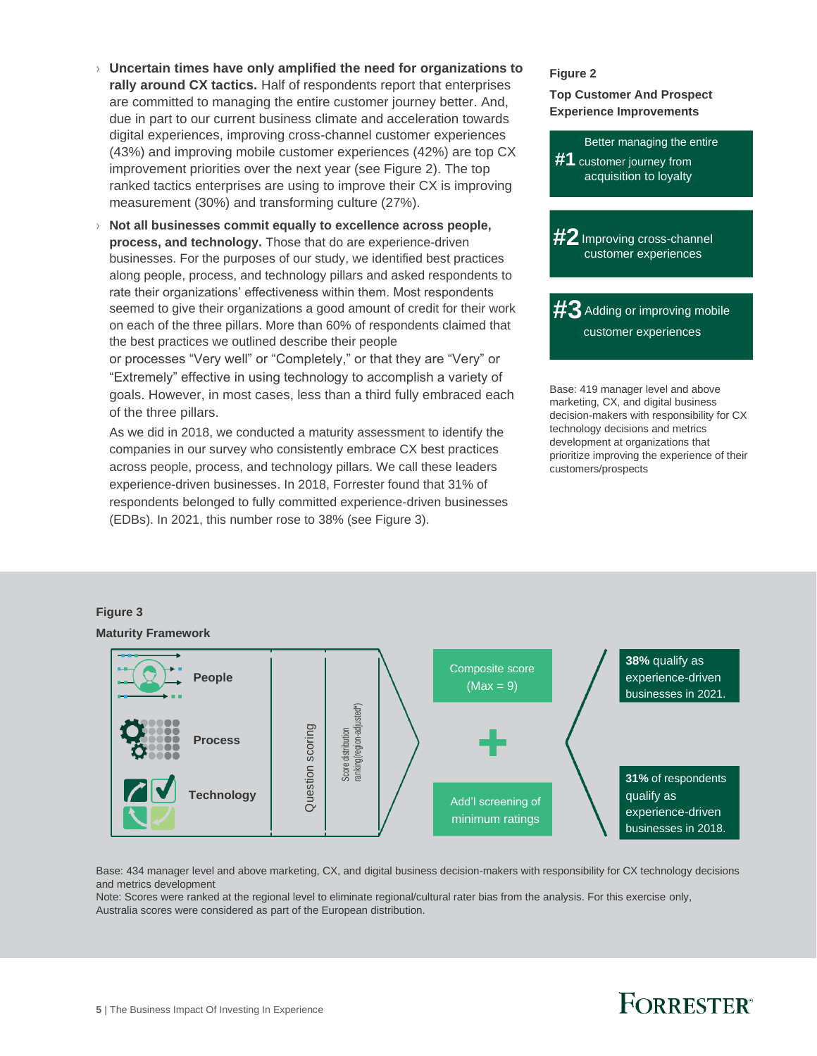- **Uncertain times have only amplified the need for organizations to rally around CX tactics.** Half of respondents report that enterprises are committed to managing the entire customer journey better. And, due in part to our current business climate and acceleration towards digital experiences, improving cross-channel customer experiences (43%) and improving mobile customer experiences (42%) are top CX improvement priorities over the next year (see Figure 2). The top ranked tactics enterprises are using to improve their CX is improving measurement (30%) and transforming culture (27%).
- **Not all businesses commit equally to excellence across people, process, and technology.** Those that do are experience-driven businesses. For the purposes of our study, we identified best practices along people, process, and technology pillars and asked respondents to rate their organizations' effectiveness within them. Most respondents seemed to give their organizations a good amount of credit for their work on each of the three pillars. More than 60% of respondents claimed that the best practices we outlined describe their people or processes "Very well" or "Completely," or that they are "Very" or "Extremely" effective in using technology to accomplish a variety of goals. However, in most cases, less than a third fully embraced each of the three pillars.

  As we did in 2018, we conducted a maturity assessment to identify the companies in our survey who consistently embrace CX best practices across people, process, and technology pillars. We call these leaders experience-driven businesses. In 2018, Forrester found that 31% of respondents belonged to fully committed experience-driven businesses (EDBs). In 2021, this number rose to 38% (see Figure 3).

**Figure 2**

**Top Customer And Prospect Experience Improvements**

**#1** Better managing the entire customer journey from acquisition to loyalty

**#2** Improving cross-channel customer experiences

**#3** Adding or improving mobile customer experiences

Base: 419 manager level and above marketing, CX, and digital business decision-makers with responsibility for CX technology decisions and metrics development at organizations that prioritize improving the experience of their customers/prospects

**Figure 3**

**Maturity Framework**

People

Process

Technology

Question scoring

Score distribution ranking (region-adjusted*)

Composite score (Max = 9)

+

Add'l screening of minimum ratings

**38%** qualify as experience-driven businesses in 2021.

**31%** of respondents qualify as experience-driven businesses in 2018.

Base: 434 manager level and above marketing, CX, and digital business decision-makers with responsibility for CX technology decisions and metrics development

Note: Scores were ranked at the regional level to eliminate regional/cultural rater bias from the analysis. For this exercise only, Australia scores were considered as part of the European distribution.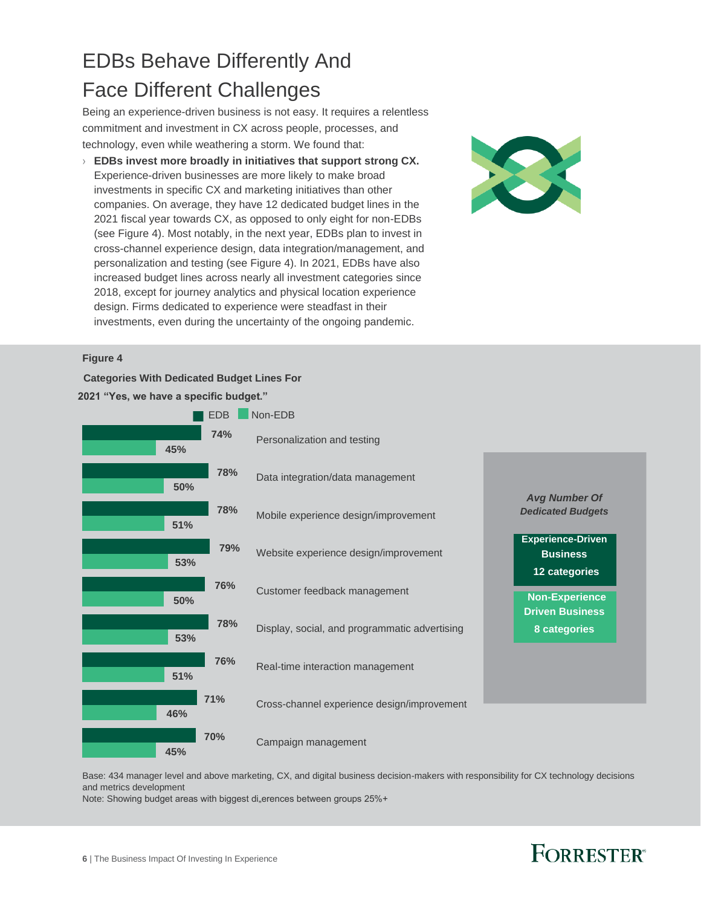# EDBs Behave Differently And Face Different Challenges

Being an experience-driven business is not easy. It requires a relentless commitment and investment in CX across people, processes, and technology, even while weathering a storm. We found that:

- **EDBs invest more broadly in initiatives that support strong CX.** Experience-driven businesses are more likely to make broad investments in specific CX and marketing initiatives than other companies. On average, they have 12 dedicated budget lines in the 2021 fiscal year towards CX, as opposed to only eight for non-EDBs (see Figure 4). Most notably, in the next year, EDBs plan to invest in cross-channel experience design, data integration/management, and personalization and testing (see Figure 4). In 2021, EDBs have also increased budget lines across nearly all investment categories since 2018, except for journey analytics and physical location experience design. Firms dedicated to experience were steadfast in their investments, even during the uncertainty of the ongoing pandemic.

**Figure 4**

**Categories With Dedicated Budget Lines For 2021 "Yes, we have a specific budget."**

| Category | EDB | Non-EDB |
|---|---|---|
| Personalization and testing | 74% | 45% |
| Data integration/data management | 78% | 50% |
| Mobile experience design/improvement | 78% | 51% |
| Website experience design/improvement | 79% | 53% |
| Customer feedback management | 76% | 50% |
| Display, social, and programmatic advertising | 78% | 53% |
| Real-time interaction management | 76% | 51% |
| Cross-channel experience design/improvement | 71% | 46% |
| Campaign management | 70% | 45% |

***Avg Number Of Dedicated Budgets***

**Experience-Driven Business**
**12 categories**

**Non-Experience Driven Business**
**8 categories**

Base: 434 manager level and above marketing, CX, and digital business decision-makers with responsibility for CX technology decisions and metrics development

Note: Showing budget areas with biggest di„erences between groups 25%+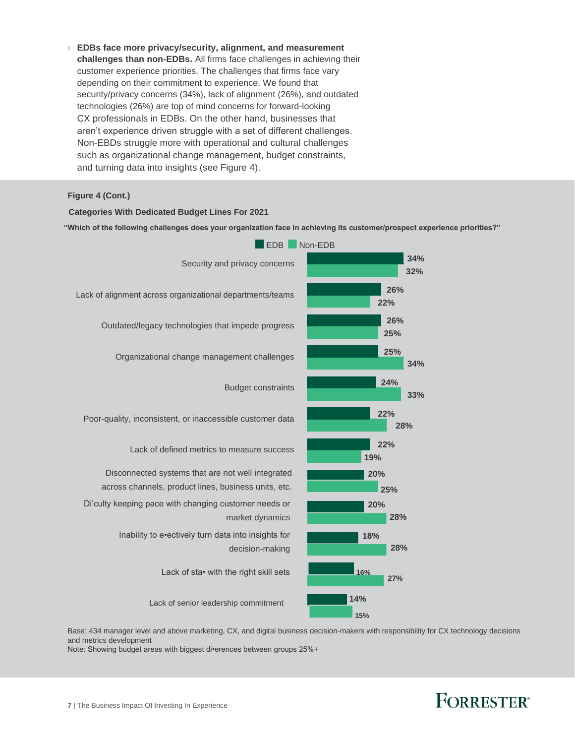- **EDBs face more privacy/security, alignment, and measurement challenges than non-EDBs.** All firms face challenges in achieving their customer experience priorities. The challenges that firms face vary depending on their commitment to experience. We found that security/privacy concerns (34%), lack of alignment (26%), and outdated technologies (26%) are top of mind concerns for forward-looking CX professionals in EDBs. On the other hand, businesses that aren't experience driven struggle with a set of different challenges. Non-EBDs struggle more with operational and cultural challenges such as organizational change management, budget constraints, and turning data into insights (see Figure 4).

**Figure 4 (Cont.)**

**Categories With Dedicated Budget Lines For 2021**

**"Which of the following challenges does your organization face in achieving its customer/prospect experience priorities?"**

| Challenge | EDB | Non-EDB |
|---|---|---|
| Security and privacy concerns | 34% | 32% |
| Lack of alignment across organizational departments/teams | 26% | 22% |
| Outdated/legacy technologies that impede progress | 26% | 25% |
| Organizational change management challenges | 25% | 34% |
| Budget constraints | 24% | 33% |
| Poor-quality, inconsistent, or inaccessible customer data | 22% | 28% |
| Lack of defined metrics to measure success | 22% | 19% |
| Disconnected systems that are not well integrated across channels, product lines, business units, etc. | 20% | 25% |
| Di'culty keeping pace with changing customer needs or market dynamics | 20% | 28% |
| Inability to e•ectively turn data into insights for decision-making | 18% | 28% |
| Lack of sta• with the right skill sets | 16% | 27% |
| Lack of senior leadership commitment | 14% | 15% |

Base: 434 manager level and above marketing, CX, and digital business decision-makers with responsibility for CX technology decisions and metrics development

Note: Showing budget areas with biggest di•erences between groups 25%+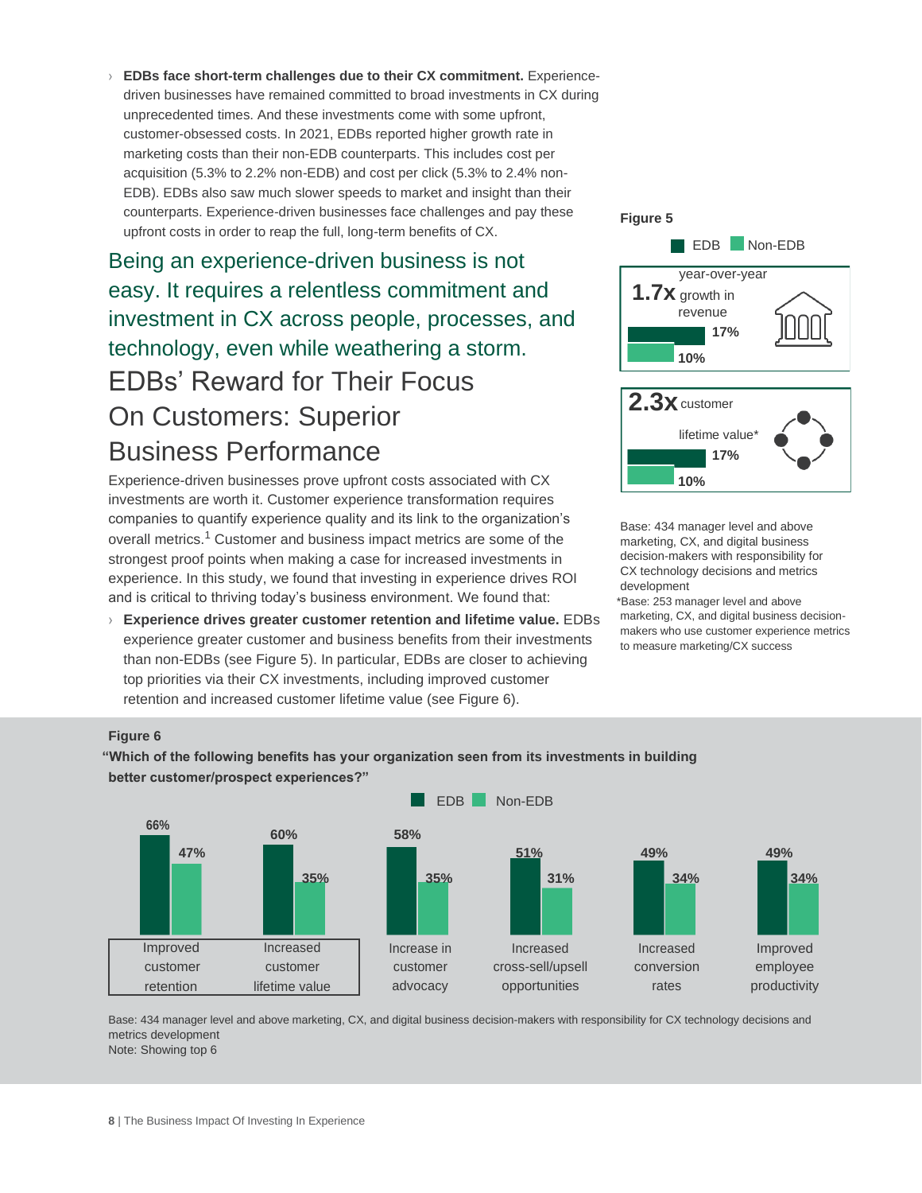- **EDBs face short-term challenges due to their CX commitment.** Experience-driven businesses have remained committed to broad investments in CX during unprecedented times. And these investments come with some upfront, customer-obsessed costs. In 2021, EDBs reported higher growth rate in marketing costs than their non-EDB counterparts. This includes cost per acquisition (5.3% to 2.2% non-EDB) and cost per click (5.3% to 2.4% non-EDB). EDBs also saw much slower speeds to market and insight than their counterparts. Experience-driven businesses face challenges and pay these upfront costs in order to reap the full, long-term benefits of CX.

Being an experience-driven business is not easy. It requires a relentless commitment and investment in CX across people, processes, and technology, even while weathering a storm.

## EDBs' Reward for Their Focus On Customers: Superior Business Performance

Experience-driven businesses prove upfront costs associated with CX investments are worth it. Customer experience transformation requires companies to quantify experience quality and its link to the organization's overall metrics.[1] Customer and business impact metrics are some of the strongest proof points when making a case for increased investments in experience. In this study, we found that investing in experience drives ROI and is critical to thriving today's business environment. We found that:

- **Experience drives greater customer retention and lifetime value.** EDBs experience greater customer and business benefits from their investments than non-EDBs (see Figure 5). In particular, EDBs are closer to achieving top priorities via their CX investments, including improved customer retention and increased customer lifetime value (see Figure 6).

**Figure 5**

| | EDB | Non-EDB |
|---|---|---|
| 1.7x year-over-year growth in revenue | 17% | 10% |
| 2.3x customer lifetime value* | 17% | 10% |

Base: 434 manager level and above marketing, CX, and digital business decision-makers with responsibility for CX technology decisions and metrics development

*Base: 253 manager level and above marketing, CX, and digital business decision-makers who use customer experience metrics to measure marketing/CX success

**Figure 6**

**"Which of the following benefits has your organization seen from its investments in building better customer/prospect experiences?"**

| Benefit | EDB | Non-EDB |
|---|---|---|
| Improved customer retention | 66% | 47% |
| Increased customer lifetime value | 60% | 35% |
| Increase in customer advocacy | 58% | 35% |
| Increased cross-sell/upsell opportunities | 51% | 31% |
| Increased conversion rates | 49% | 34% |
| Improved employee productivity | 49% | 34% |

Base: 434 manager level and above marketing, CX, and digital business decision-makers with responsibility for CX technology decisions and metrics development

Note: Showing top 6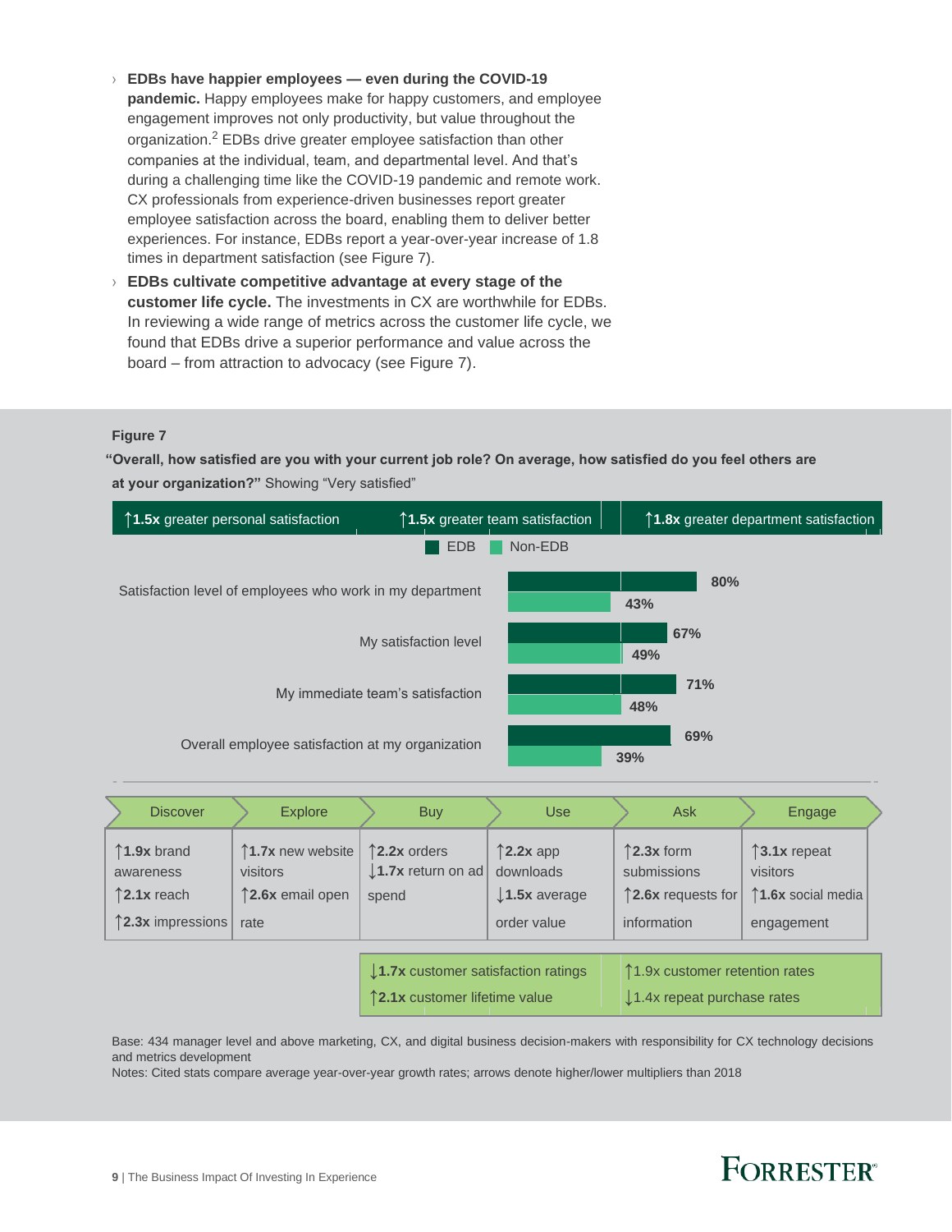- **EDBs have happier employees — even during the COVID-19 pandemic.** Happy employees make for happy customers, and employee engagement improves not only productivity, but value throughout the organization.[2] EDBs drive greater employee satisfaction than other companies at the individual, team, and departmental level. And that's during a challenging time like the COVID-19 pandemic and remote work. CX professionals from experience-driven businesses report greater employee satisfaction across the board, enabling them to deliver better experiences. For instance, EDBs report a year-over-year increase of 1.8 times in department satisfaction (see Figure 7).
- **EDBs cultivate competitive advantage at every stage of the customer life cycle.** The investments in CX are worthwhile for EDBs. In reviewing a wide range of metrics across the customer life cycle, we found that EDBs drive a superior performance and value across the board – from attraction to advocacy (see Figure 7).

**Figure 7**

**"Overall, how satisfied are you with your current job role? On average, how satisfied do you feel others are at your organization?"** Showing "Very satisfied"

↑**1.5x** greater personal satisfaction | ↑**1.5x** greater team satisfaction | ↑**1.8x** greater department satisfaction

| | EDB | Non-EDB |
|---|---|---|
| Satisfaction level of employees who work in my department | 80% | 43% |
| My satisfaction level | 67% | 49% |
| My immediate team's satisfaction | 71% | 48% |
| Overall employee satisfaction at my organization | 69% | 39% |

| Discover | Explore | Buy | Use | Ask | Engage |
|---|---|---|---|---|---|
| ↑**1.9x** brand awareness<br>↑**2.1x** reach<br>↑**2.3x** impressions | ↑**1.7x** new website visitors<br>↑**2.6x** email open rate | ↑**2.2x** orders<br>↓**1.7x** return on ad spend | ↑**2.2x** app downloads<br>↓**1.5x** average order value | ↑**2.3x** form submissions<br>↑**2.6x** requests for information | ↑**3.1x** repeat visitors<br>↑**1.6x** social media engagement |

↓**1.7x** customer satisfaction ratings<br>↑**2.1x** customer lifetime value

↑1.9x customer retention rates<br>↓1.4x repeat purchase rates

Base: 434 manager level and above marketing, CX, and digital business decision-makers with responsibility for CX technology decisions and metrics development

Notes: Cited stats compare average year-over-year growth rates; arrows denote higher/lower multipliers than 2018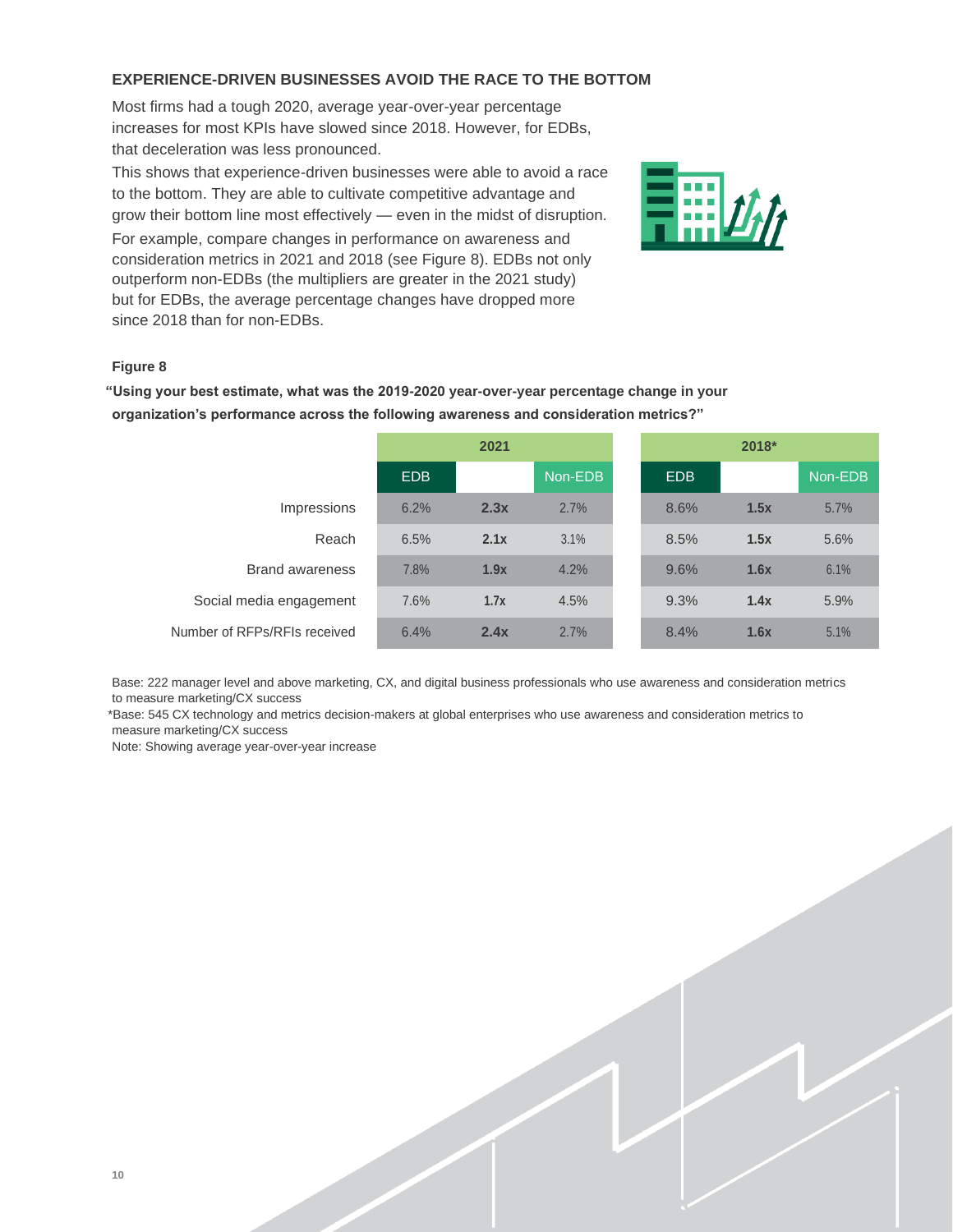## EXPERIENCE-DRIVEN BUSINESSES AVOID THE RACE TO THE BOTTOM

Most firms had a tough 2020, average year-over-year percentage increases for most KPIs have slowed since 2018. However, for EDBs, that deceleration was less pronounced.

This shows that experience-driven businesses were able to avoid a race to the bottom. They are able to cultivate competitive advantage and grow their bottom line most effectively — even in the midst of disruption.

For example, compare changes in performance on awareness and consideration metrics in 2021 and 2018 (see Figure 8). EDBs not only outperform non-EDBs (the multipliers are greater in the 2021 study) but for EDBs, the average percentage changes have dropped more since 2018 than for non-EDBs.

**Figure 8**

**"Using your best estimate, what was the 2019-2020 year-over-year percentage change in your organization's performance across the following awareness and consideration metrics?"**

| | 2021 | | | 2018* | | |
|---|---|---|---|---|---|---|
| | EDB | | Non-EDB | EDB | | Non-EDB |
| Impressions | 6.2% | **2.3x** | 2.7% | 8.6% | **1.5x** | 5.7% |
| Reach | 6.5% | **2.1x** | 3.1% | 8.5% | **1.5x** | 5.6% |
| Brand awareness | 7.8% | **1.9x** | 4.2% | 9.6% | **1.6x** | 6.1% |
| Social media engagement | 7.6% | **1.7x** | 4.5% | 9.3% | **1.4x** | 5.9% |
| Number of RFPs/RFIs received | 6.4% | **2.4x** | 2.7% | 8.4% | **1.6x** | 5.1% |

Base: 222 manager level and above marketing, CX, and digital business professionals who use awareness and consideration metrics to measure marketing/CX success

*Base: 545 CX technology and metrics decision-makers at global enterprises who use awareness and consideration metrics to measure marketing/CX success

Note: Showing average year-over-year increase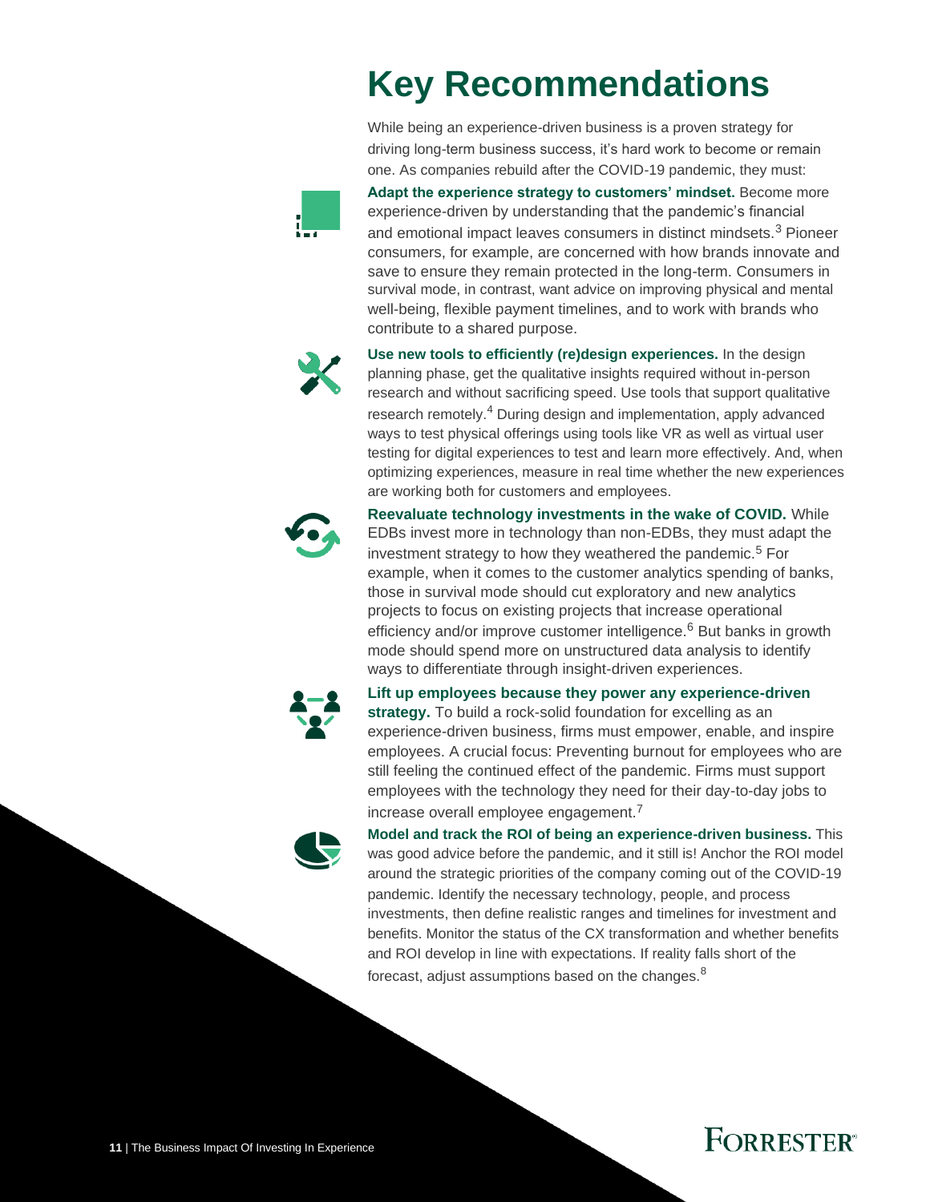# Key Recommendations

While being an experience-driven business is a proven strategy for driving long-term business success, it's hard work to become or remain one. As companies rebuild after the COVID-19 pandemic, they must:

**Adapt the experience strategy to customers' mindset.** Become more experience-driven by understanding that the pandemic's financial and emotional impact leaves consumers in distinct mindsets.[3] Pioneer consumers, for example, are concerned with how brands innovate and save to ensure they remain protected in the long-term. Consumers in survival mode, in contrast, want advice on improving physical and mental well-being, flexible payment timelines, and to work with brands who contribute to a shared purpose.

**Use new tools to efficiently (re)design experiences.** In the design planning phase, get the qualitative insights required without in-person research and without sacrificing speed. Use tools that support qualitative research remotely.[4] During design and implementation, apply advanced ways to test physical offerings using tools like VR as well as virtual user testing for digital experiences to test and learn more effectively. And, when optimizing experiences, measure in real time whether the new experiences are working both for customers and employees.

**Reevaluate technology investments in the wake of COVID.** While EDBs invest more in technology than non-EDBs, they must adapt the investment strategy to how they weathered the pandemic.[5] For example, when it comes to the customer analytics spending of banks, those in survival mode should cut exploratory and new analytics projects to focus on existing projects that increase operational efficiency and/or improve customer intelligence.[6] But banks in growth mode should spend more on unstructured data analysis to identify ways to differentiate through insight-driven experiences.

**Lift up employees because they power any experience-driven strategy.** To build a rock-solid foundation for excelling as an experience-driven business, firms must empower, enable, and inspire employees. A crucial focus: Preventing burnout for employees who are still feeling the continued effect of the pandemic. Firms must support employees with the technology they need for their day-to-day jobs to increase overall employee engagement.[7]

**Model and track the ROI of being an experience-driven business.** This was good advice before the pandemic, and it still is! Anchor the ROI model around the strategic priorities of the company coming out of the COVID-19 pandemic. Identify the necessary technology, people, and process investments, then define realistic ranges and timelines for investment and benefits. Monitor the status of the CX transformation and whether benefits and ROI develop in line with expectations. If reality falls short of the forecast, adjust assumptions based on the changes.[8]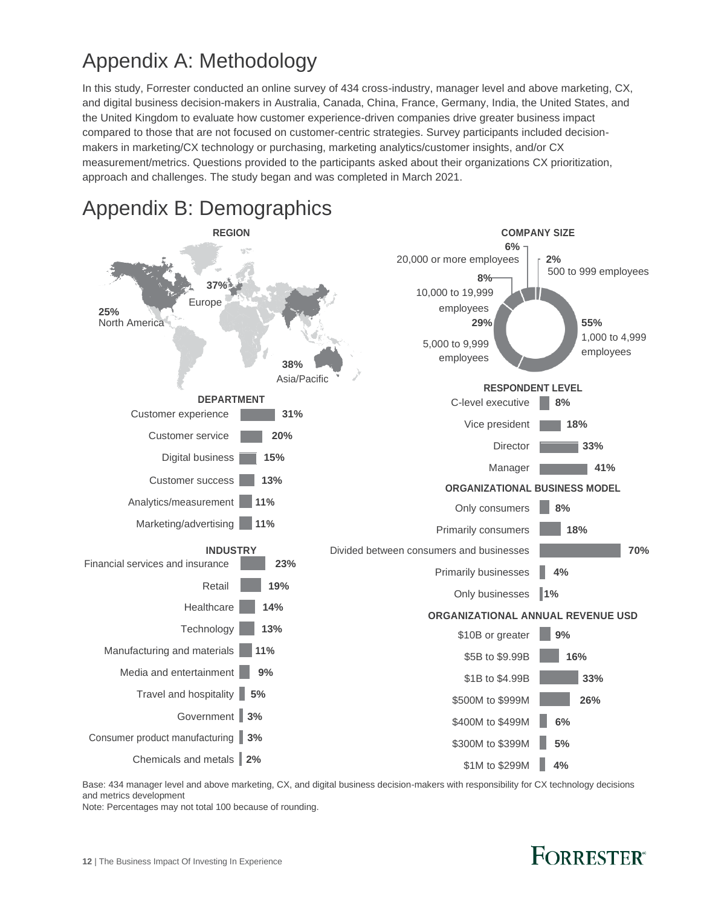# Appendix A: Methodology

In this study, Forrester conducted an online survey of 434 cross-industry, manager level and above marketing, CX, and digital business decision-makers in Australia, Canada, China, France, Germany, India, the United States, and the United Kingdom to evaluate how customer experience-driven companies drive greater business impact compared to those that are not focused on customer-centric strategies. Survey participants included decision-makers in marketing/CX technology or purchasing, marketing analytics/customer insights, and/or CX measurement/metrics. Questions provided to the participants asked about their organizations CX prioritization, approach and challenges. The study began and was completed in March 2021.

# Appendix B: Demographics

**REGION**

| Region | % |
|---|---|
| North America | 25% |
| Europe | 37% |
| Asia/Pacific | 38% |

**COMPANY SIZE**

| Company size | % |
|---|---|
| 20,000 or more employees | 6% |
| 10,000 to 19,999 employees | 8% |
| 5,000 to 9,999 employees | 29% |
| 1,000 to 4,999 employees | 55% |
| 500 to 999 employees | 2% |

**DEPARTMENT**

| Department | % |
|---|---|
| Customer experience | 31% |
| Customer service | 20% |
| Digital business | 15% |
| Customer success | 13% |
| Analytics/measurement | 11% |
| Marketing/advertising | 11% |

**RESPONDENT LEVEL**

| Level | % |
|---|---|
| C-level executive | 8% |
| Vice president | 18% |
| Director | 33% |
| Manager | 41% |

**ORGANIZATIONAL BUSINESS MODEL**

| Business model | % |
|---|---|
| Only consumers | 8% |
| Primarily consumers | 18% |
| Divided between consumers and businesses | 70% |
| Primarily businesses | 4% |
| Only businesses | 1% |

**INDUSTRY**

| Industry | % |
|---|---|
| Financial services and insurance | 23% |
| Retail | 19% |
| Healthcare | 14% |
| Technology | 13% |
| Manufacturing and materials | 11% |
| Media and entertainment | 9% |
| Travel and hospitality | 5% |
| Government | 3% |
| Consumer product manufacturing | 3% |
| Chemicals and metals | 2% |

**ORGANIZATIONAL ANNUAL REVENUE USD**

| Revenue | % |
|---|---|
| $10B or greater | 9% |
| $5B to $9.99B | 16% |
| $1B to $4.99B | 33% |
| $500M to $999M | 26% |
| $400M to $499M | 6% |
| $300M to $399M | 5% |
| $1M to $299M | 4% |

Base: 434 manager level and above marketing, CX, and digital business decision-makers with responsibility for CX technology decisions and metrics development

Note: Percentages may not total 100 because of rounding.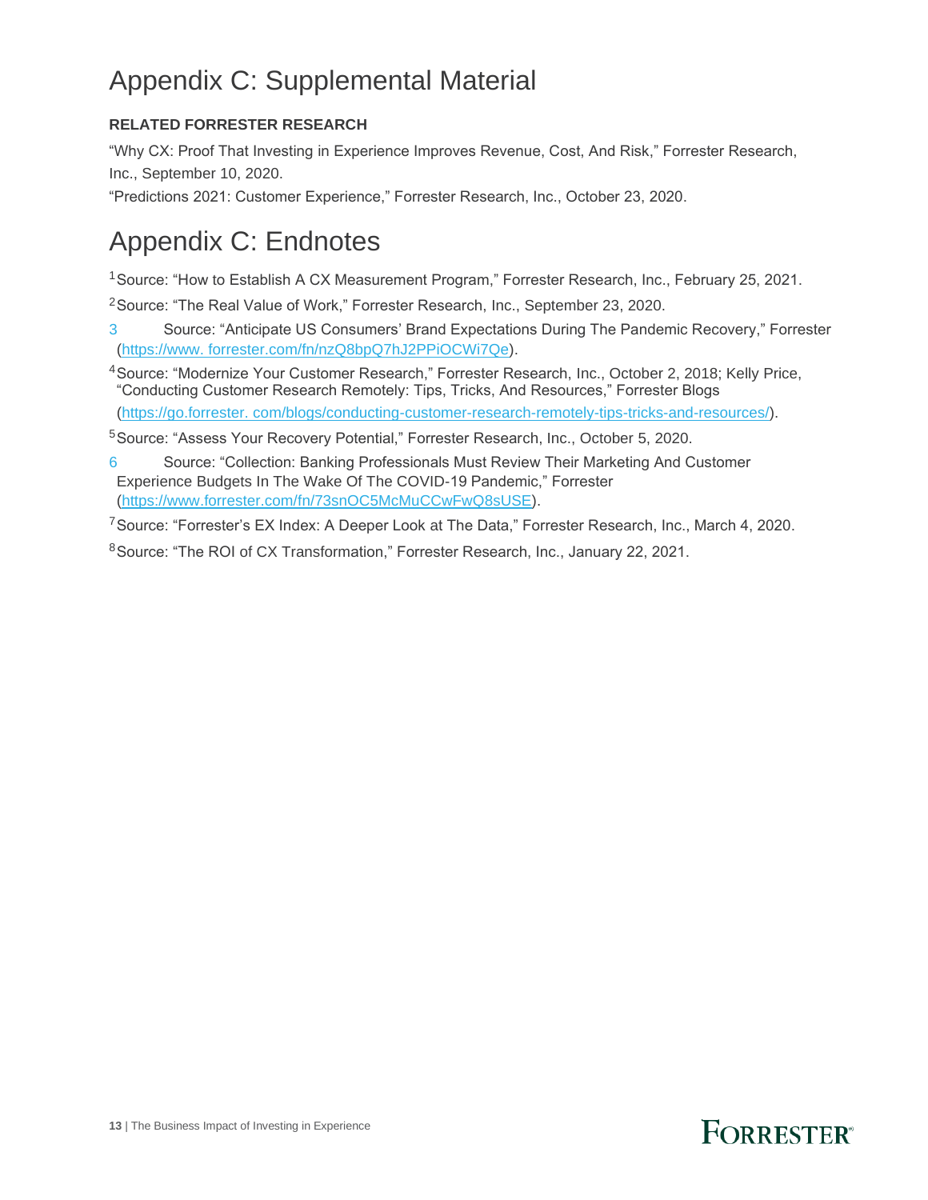# Appendix C: Supplemental Material

**RELATED FORRESTER RESEARCH**

"Why CX: Proof That Investing in Experience Improves Revenue, Cost, And Risk," Forrester Research, Inc., September 10, 2020.

"Predictions 2021: Customer Experience," Forrester Research, Inc., October 23, 2020.

# Appendix C: Endnotes

[1] Source: "How to Establish A CX Measurement Program," Forrester Research, Inc., February 25, 2021.

[2] Source: "The Real Value of Work," Forrester Research, Inc., September 23, 2020.

[3] Source: "Anticipate US Consumers' Brand Expectations During The Pandemic Recovery," Forrester (https://www.forrester.com/fn/nzQ8bpQ7hJ2PPiOCWi7Qe).

[4] Source: "Modernize Your Customer Research," Forrester Research, Inc., October 2, 2018; Kelly Price, "Conducting Customer Research Remotely: Tips, Tricks, And Resources," Forrester Blogs (https://go.forrester.com/blogs/conducting-customer-research-remotely-tips-tricks-and-resources/).

[5] Source: "Assess Your Recovery Potential," Forrester Research, Inc., October 5, 2020.

[6] Source: "Collection: Banking Professionals Must Review Their Marketing And Customer Experience Budgets In The Wake Of The COVID-19 Pandemic," Forrester (https://www.forrester.com/fn/73snOC5McMuCCwFwQ8sUSE).

[7] Source: "Forrester's EX Index: A Deeper Look at The Data," Forrester Research, Inc., March 4, 2020.

[8] Source: "The ROI of CX Transformation," Forrester Research, Inc., January 22, 2021.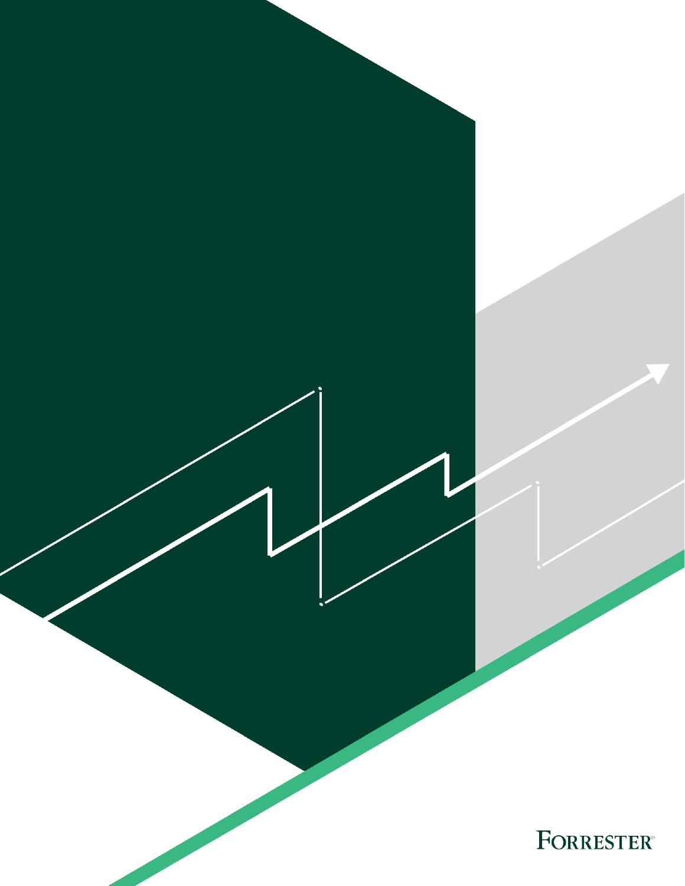FORRESTER®